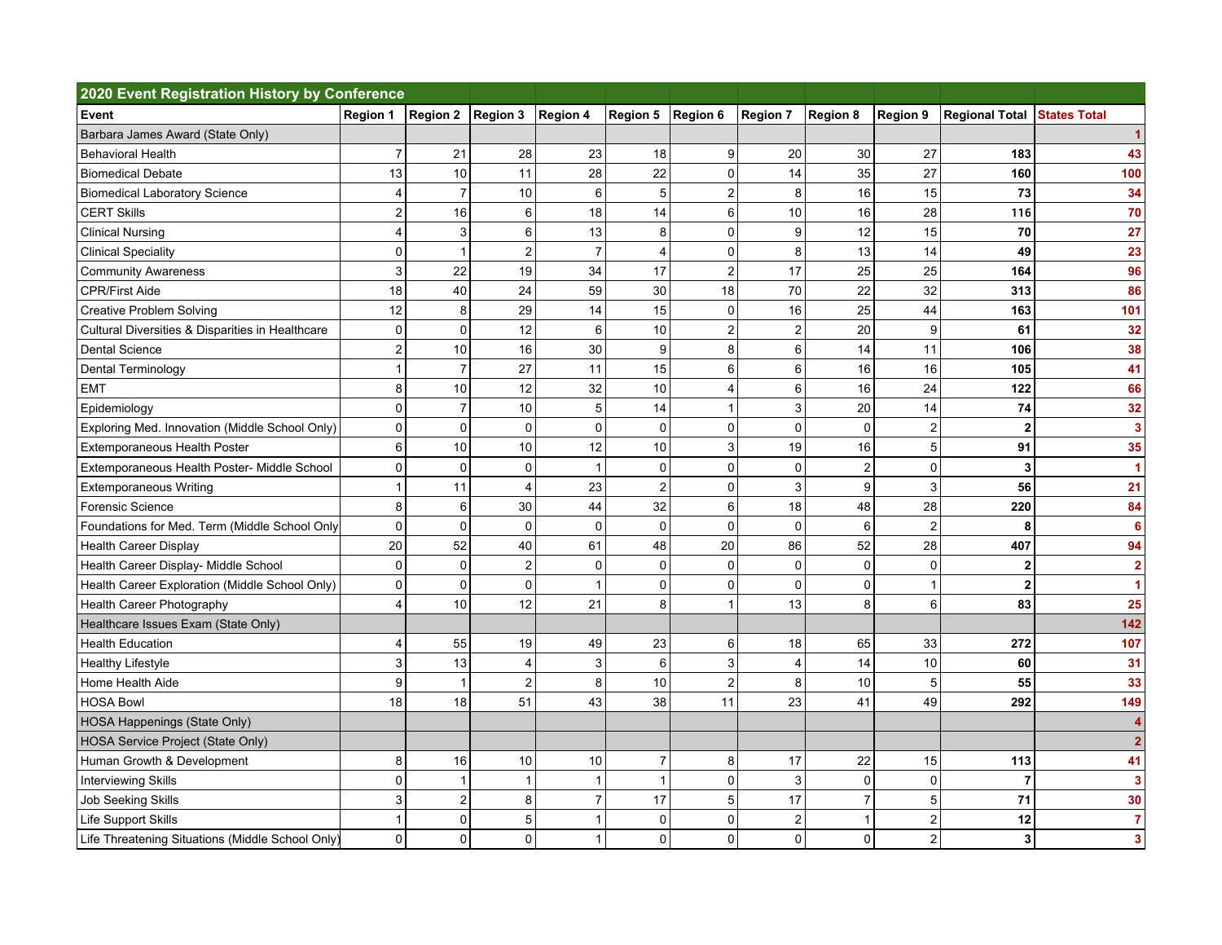**2020 Event Registration History by Conference**

| Event | Region 1 | Region 2 | Region 3 | Region 4 | Region 5 | Region 6 | Region 7 | Region 8 | Region 9 | Regional Total | States Total |
|---|---|---|---|---|---|---|---|---|---|---|---|
| Barbara James Award (State Only) | | | | | | | | | | | **1** |
| Behavioral Health | 7 | 21 | 28 | 23 | 18 | 9 | 20 | 30 | 27 | **183** | **43** |
| Biomedical Debate | 13 | 10 | 11 | 28 | 22 | 0 | 14 | 35 | 27 | **160** | **100** |
| Biomedical Laboratory Science | 4 | 7 | 10 | 6 | 5 | 2 | 8 | 16 | 15 | **73** | **34** |
| CERT Skills | 2 | 16 | 6 | 18 | 14 | 6 | 10 | 16 | 28 | **116** | **70** |
| Clinical Nursing | 4 | 3 | 6 | 13 | 8 | 0 | 9 | 12 | 15 | **70** | **27** |
| Clinical Speciality | 0 | 1 | 2 | 7 | 4 | 0 | 8 | 13 | 14 | **49** | **23** |
| Community Awareness | 3 | 22 | 19 | 34 | 17 | 2 | 17 | 25 | 25 | **164** | **96** |
| CPR/First Aide | 18 | 40 | 24 | 59 | 30 | 18 | 70 | 22 | 32 | **313** | **86** |
| Creative Problem Solving | 12 | 8 | 29 | 14 | 15 | 0 | 16 | 25 | 44 | **163** | **101** |
| Cultural Diversities & Disparities in Healthcare | 0 | 0 | 12 | 6 | 10 | 2 | 2 | 20 | 9 | **61** | **32** |
| Dental Science | 2 | 10 | 16 | 30 | 9 | 8 | 6 | 14 | 11 | **106** | **38** |
| Dental Terminology | 1 | 7 | 27 | 11 | 15 | 6 | 6 | 16 | 16 | **105** | **41** |
| EMT | 8 | 10 | 12 | 32 | 10 | 4 | 6 | 16 | 24 | **122** | **66** |
| Epidemiology | 0 | 7 | 10 | 5 | 14 | 1 | 3 | 20 | 14 | **74** | **32** |
| Exploring Med. Innovation (Middle School Only) | 0 | 0 | 0 | 0 | 0 | 0 | 0 | 0 | 2 | **2** | **3** |
| Extemporaneous Health Poster | 6 | 10 | 10 | 12 | 10 | 3 | 19 | 16 | 5 | **91** | **35** |
| Extemporaneous Health Poster- Middle School | 0 | 0 | 0 | 1 | 0 | 0 | 0 | 2 | 0 | **3** | **1** |
| Extemporaneous Writing | 1 | 11 | 4 | 23 | 2 | 0 | 3 | 9 | 3 | **56** | **21** |
| Forensic Science | 8 | 6 | 30 | 44 | 32 | 6 | 18 | 48 | 28 | **220** | **84** |
| Foundations for Med. Term (Middle School Only | 0 | 0 | 0 | 0 | 0 | 0 | 0 | 6 | 2 | **8** | **6** |
| Health Career Display | 20 | 52 | 40 | 61 | 48 | 20 | 86 | 52 | 28 | **407** | **94** |
| Health Career Display- Middle School | 0 | 0 | 2 | 0 | 0 | 0 | 0 | 0 | 0 | **2** | **2** |
| Health Career Exploration (Middle School Only) | 0 | 0 | 0 | 1 | 0 | 0 | 0 | 0 | 1 | **2** | **1** |
| Health Career Photography | 4 | 10 | 12 | 21 | 8 | 1 | 13 | 8 | 6 | **83** | **25** |
| Healthcare Issues Exam (State Only) | | | | | | | | | | | **142** |
| Health Education | 4 | 55 | 19 | 49 | 23 | 6 | 18 | 65 | 33 | **272** | **107** |
| Healthy Lifestyle | 3 | 13 | 4 | 3 | 6 | 3 | 4 | 14 | 10 | **60** | **31** |
| Home Health Aide | 9 | 1 | 2 | 8 | 10 | 2 | 8 | 10 | 5 | **55** | **33** |
| HOSA Bowl | 18 | 18 | 51 | 43 | 38 | 11 | 23 | 41 | 49 | **292** | **149** |
| HOSA Happenings (State Only) | | | | | | | | | | | **4** |
| HOSA Service Project (State Only) | | | | | | | | | | | **2** |
| Human Growth & Development | 8 | 16 | 10 | 10 | 7 | 8 | 17 | 22 | 15 | **113** | **41** |
| Interviewing Skills | 0 | 1 | 1 | 1 | 1 | 0 | 3 | 0 | 0 | **7** | **3** |
| Job Seeking Skills | 3 | 2 | 8 | 7 | 17 | 5 | 17 | 7 | 5 | **71** | **30** |
| Life Support Skills | 1 | 0 | 5 | 1 | 0 | 0 | 2 | 1 | 2 | **12** | **7** |
| Life Threatening Situations (Middle School Only) | 0 | 0 | 0 | 1 | 0 | 0 | 0 | 0 | 2 | **3** | **3** |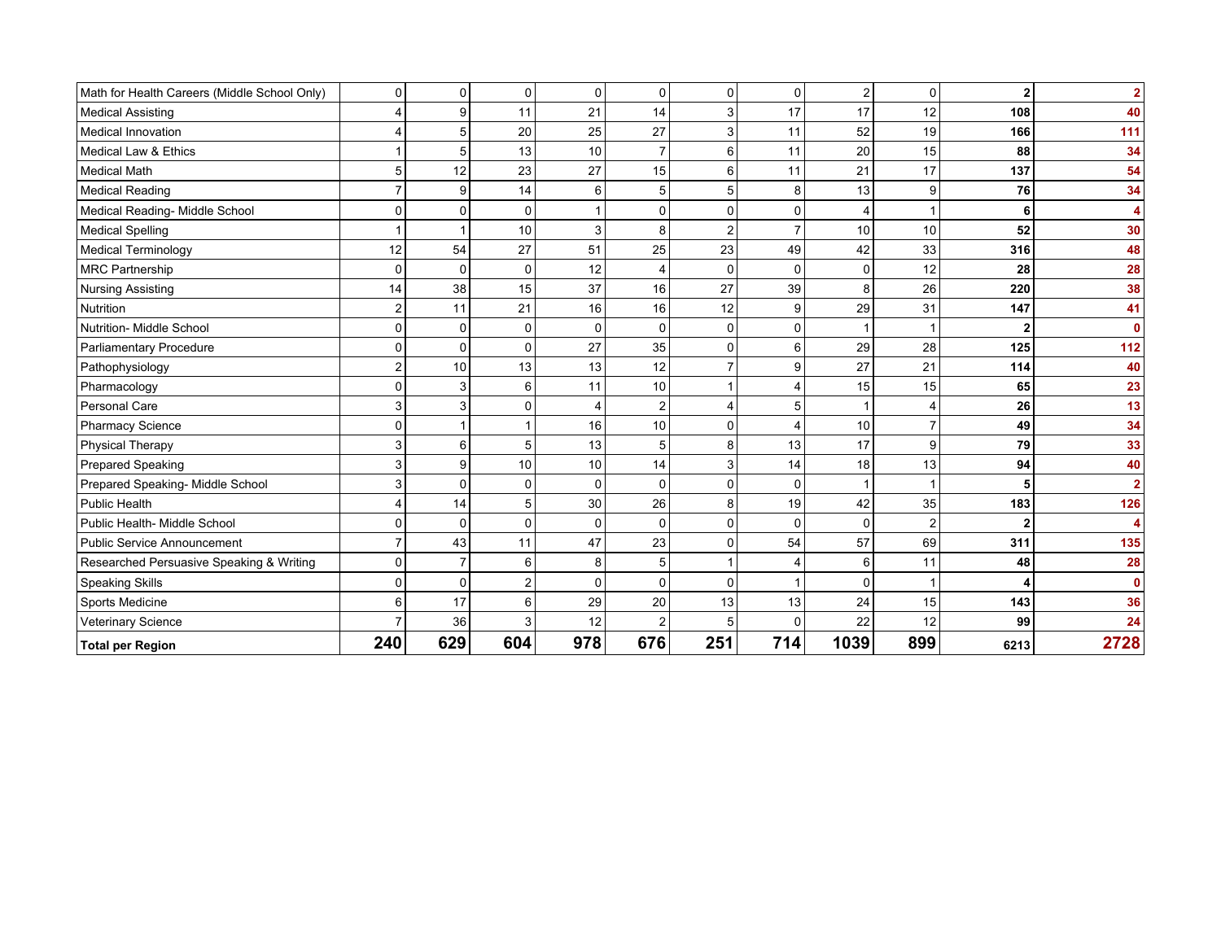| | | | | | | | | | | |
|---|---|---|---|---|---|---|---|---|---|---|
| Math for Health Careers (Middle School Only) | 0 | 0 | 0 | 0 | 0 | 0 | 0 | 2 | 0 | **2** | **2** |
| Medical Assisting | 4 | 9 | 11 | 21 | 14 | 3 | 17 | 17 | 12 | **108** | **40** |
| Medical Innovation | 4 | 5 | 20 | 25 | 27 | 3 | 11 | 52 | 19 | **166** | **111** |
| Medical Law & Ethics | 1 | 5 | 13 | 10 | 7 | 6 | 11 | 20 | 15 | **88** | **34** |
| Medical Math | 5 | 12 | 23 | 27 | 15 | 6 | 11 | 21 | 17 | **137** | **54** |
| Medical Reading | 7 | 9 | 14 | 6 | 5 | 5 | 8 | 13 | 9 | **76** | **34** |
| Medical Reading- Middle School | 0 | 0 | 0 | 1 | 0 | 0 | 0 | 4 | 1 | **6** | **4** |
| Medical Spelling | 1 | 1 | 10 | 3 | 8 | 2 | 7 | 10 | 10 | **52** | **30** |
| Medical Terminology | 12 | 54 | 27 | 51 | 25 | 23 | 49 | 42 | 33 | **316** | **48** |
| MRC Partnership | 0 | 0 | 0 | 12 | 4 | 0 | 0 | 0 | 12 | **28** | **28** |
| Nursing Assisting | 14 | 38 | 15 | 37 | 16 | 27 | 39 | 8 | 26 | **220** | **38** |
| Nutrition | 2 | 11 | 21 | 16 | 16 | 12 | 9 | 29 | 31 | **147** | **41** |
| Nutrition- Middle School | 0 | 0 | 0 | 0 | 0 | 0 | 0 | 1 | 1 | **2** | **0** |
| Parliamentary Procedure | 0 | 0 | 0 | 27 | 35 | 0 | 6 | 29 | 28 | **125** | **112** |
| Pathophysiology | 2 | 10 | 13 | 13 | 12 | 7 | 9 | 27 | 21 | **114** | **40** |
| Pharmacology | 0 | 3 | 6 | 11 | 10 | 1 | 4 | 15 | 15 | **65** | **23** |
| Personal Care | 3 | 3 | 0 | 4 | 2 | 4 | 5 | 1 | 4 | **26** | **13** |
| Pharmacy Science | 0 | 1 | 1 | 16 | 10 | 0 | 4 | 10 | 7 | **49** | **34** |
| Physical Therapy | 3 | 6 | 5 | 13 | 5 | 8 | 13 | 17 | 9 | **79** | **33** |
| Prepared Speaking | 3 | 9 | 10 | 10 | 14 | 3 | 14 | 18 | 13 | **94** | **40** |
| Prepared Speaking- Middle School | 3 | 0 | 0 | 0 | 0 | 0 | 0 | 1 | 1 | **5** | **2** |
| Public Health | 4 | 14 | 5 | 30 | 26 | 8 | 19 | 42 | 35 | **183** | **126** |
| Public Health- Middle School | 0 | 0 | 0 | 0 | 0 | 0 | 0 | 0 | 2 | **2** | **4** |
| Public Service Announcement | 7 | 43 | 11 | 47 | 23 | 0 | 54 | 57 | 69 | **311** | **135** |
| Researched Persuasive Speaking & Writing | 0 | 7 | 6 | 8 | 5 | 1 | 4 | 6 | 11 | **48** | **28** |
| Speaking Skills | 0 | 0 | 2 | 0 | 0 | 0 | 1 | 0 | 1 | **4** | **0** |
| Sports Medicine | 6 | 17 | 6 | 29 | 20 | 13 | 13 | 24 | 15 | **143** | **36** |
| Veterinary Science | 7 | 36 | 3 | 12 | 2 | 5 | 0 | 22 | 12 | **99** | **24** |
| **Total per Region** | **240** | **629** | **604** | **978** | **676** | **251** | **714** | **1039** | **899** | **6213** | **2728** |